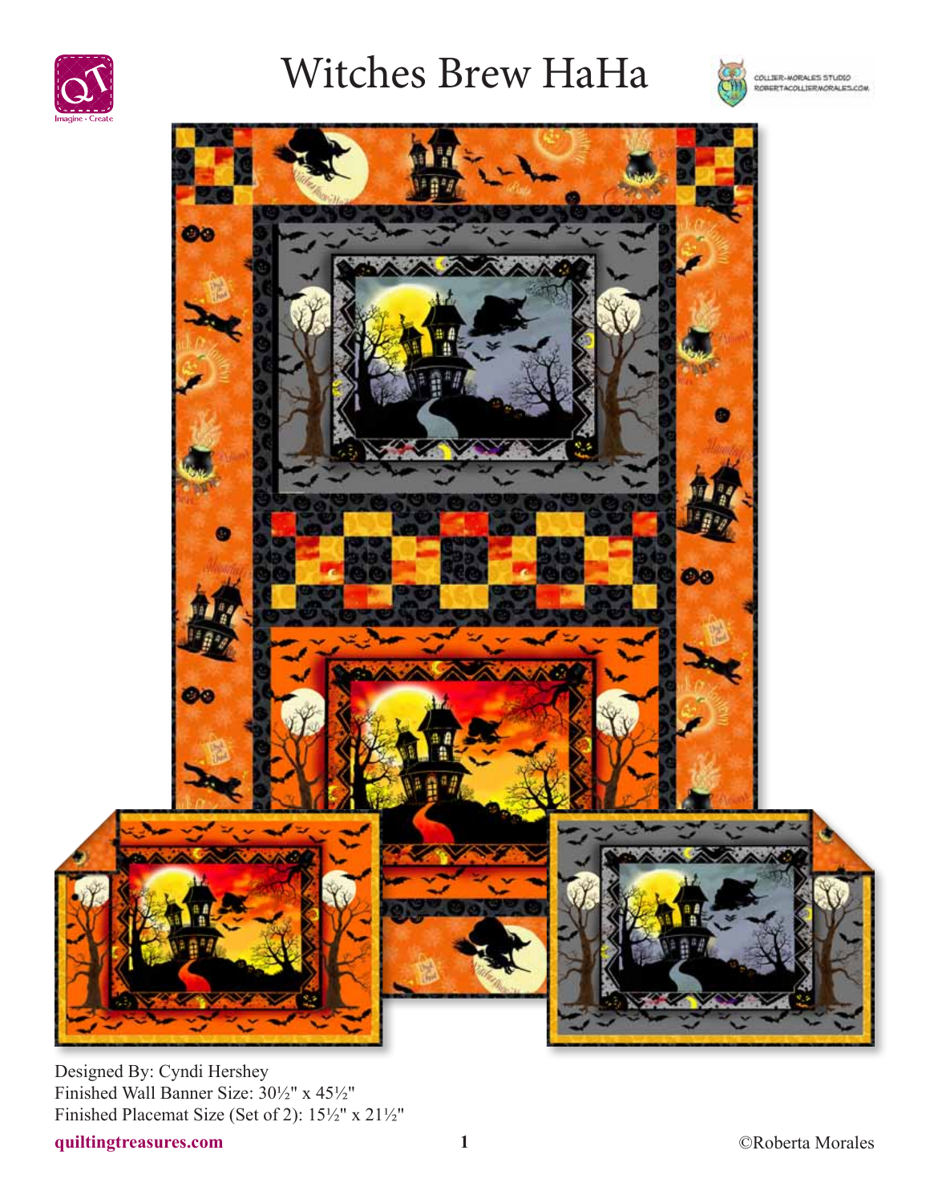# Witches Brew HaHa

Designed By: Cyndi Hershey
Finished Wall Banner Size: 30½" x 45½"
Finished Placemat Size (Set of 2): 15½" x 21½"

quiltingtreasures.com

©Roberta Morales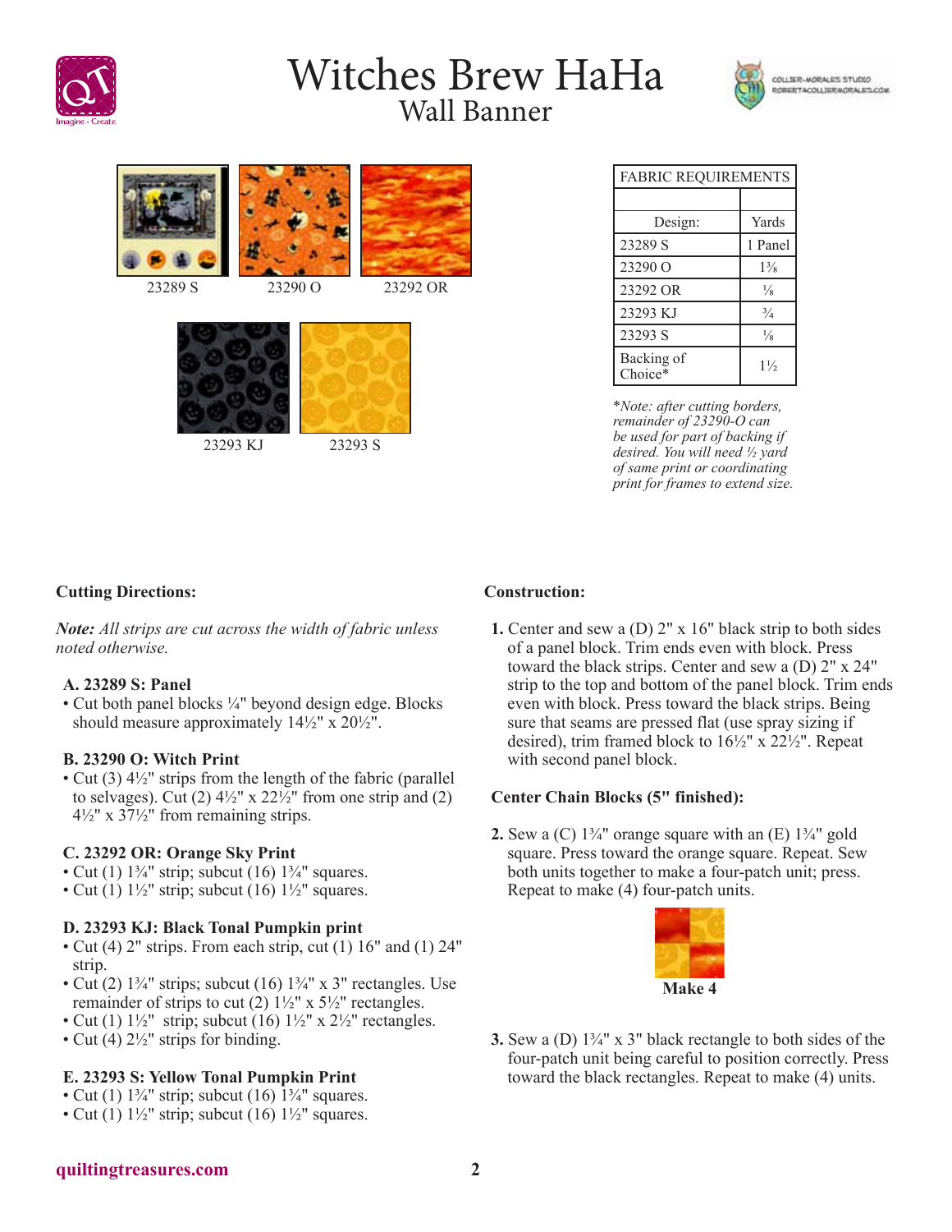# Witches Brew HaHa

## Wall Banner

23289 S

23290 O

23292 OR

23293 KJ

23293 S

| FABRIC REQUIREMENTS | |
|---|---|
| | |
| Design: | Yards |
| 23289 S | 1 Panel |
| 23290 O | 1⅜ |
| 23292 OR | ⅛ |
| 23293 KJ | ¾ |
| 23293 S | ⅛ |
| Backing of Choice* | 1½ |

*\*Note: after cutting borders, remainder of 23290-O can be used for part of backing if desired. You will need ½ yard of same print or coordinating print for frames to extend size.*

### Cutting Directions:

***Note:*** *All strips are cut across the width of fabric unless noted otherwise.*

**A. 23289 S: Panel**

- Cut both panel blocks ¼" beyond design edge. Blocks should measure approximately 14½" x 20½".

**B. 23290 O: Witch Print**

- Cut (3) 4½" strips from the length of the fabric (parallel to selvages). Cut (2) 4½" x 22½" from one strip and (2) 4½" x 37½" from remaining strips.

**C. 23292 OR: Orange Sky Print**

- Cut (1) 1¾" strip; subcut (16) 1¾" squares.
- Cut (1) 1½" strip; subcut (16) 1½" squares.

**D. 23293 KJ: Black Tonal Pumpkin print**

- Cut (4) 2" strips. From each strip, cut (1) 16" and (1) 24" strip.
- Cut (2) 1¾" strips; subcut (16) 1¾" x 3" rectangles. Use remainder of strips to cut (2) 1½" x 5½" rectangles.
- Cut (1) 1½" strip; subcut (16) 1½" x 2½" rectangles.
- Cut (4) 2½" strips for binding.

**E. 23293 S: Yellow Tonal Pumpkin Print**

- Cut (1) 1¾" strip; subcut (16) 1¾" squares.
- Cut (1) 1½" strip; subcut (16) 1½" squares.

### Construction:

**1.** Center and sew a (D) 2" x 16" black strip to both sides of a panel block. Trim ends even with block. Press toward the black strips. Center and sew a (D) 2" x 24" strip to the top and bottom of the panel block. Trim ends even with block. Press toward the black strips. Being sure that seams are pressed flat (use spray sizing if desired), trim framed block to 16½" x 22½". Repeat with second panel block.

**Center Chain Blocks (5" finished):**

**2.** Sew a (C) 1¾" orange square with an (E) 1¾" gold square. Press toward the orange square. Repeat. Sew both units together to make a four-patch unit; press. Repeat to make (4) four-patch units.

**Make 4**

**3.** Sew a (D) 1¾" x 3" black rectangle to both sides of the four-patch unit being careful to position correctly. Press toward the black rectangles. Repeat to make (4) units.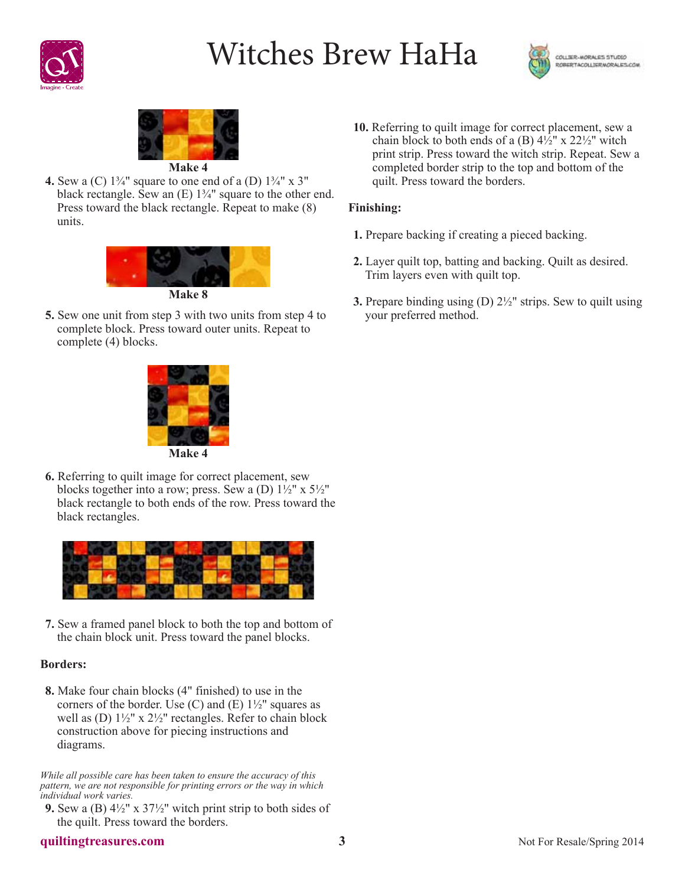# Witches Brew HaHa

Make 4

**4.** Sew a (C) 1¾" square to one end of a (D) 1¾" x 3" black rectangle. Sew an (E) 1¾" square to the other end. Press toward the black rectangle. Repeat to make (8) units.

Make 8

**5.** Sew one unit from step 3 with two units from step 4 to complete block. Press toward outer units. Repeat to complete (4) blocks.

Make 4

**6.** Referring to quilt image for correct placement, sew blocks together into a row; press. Sew a (D) 1½" x 5½" black rectangle to both ends of the row. Press toward the black rectangles.

**7.** Sew a framed panel block to both the top and bottom of the chain block unit. Press toward the panel blocks.

**Borders:**

**8.** Make four chain blocks (4" finished) to use in the corners of the border. Use (C) and (E) 1½" squares as well as (D) 1½" x 2½" rectangles. Refer to chain block construction above for piecing instructions and diagrams.

*While all possible care has been taken to ensure the accuracy of this pattern, we are not responsible for printing errors or the way in which individual work varies.*

**9.** Sew a (B) 4½" x 37½" witch print strip to both sides of the quilt. Press toward the borders.

**10.** Referring to quilt image for correct placement, sew a chain block to both ends of a (B) 4½" x 22½" witch print strip. Press toward the witch strip. Repeat. Sew a completed border strip to the top and bottom of the quilt. Press toward the borders.

**Finishing:**

**1.** Prepare backing if creating a pieced backing.

**2.** Layer quilt top, batting and backing. Quilt as desired. Trim layers even with quilt top.

**3.** Prepare binding using (D) 2½" strips. Sew to quilt using your preferred method.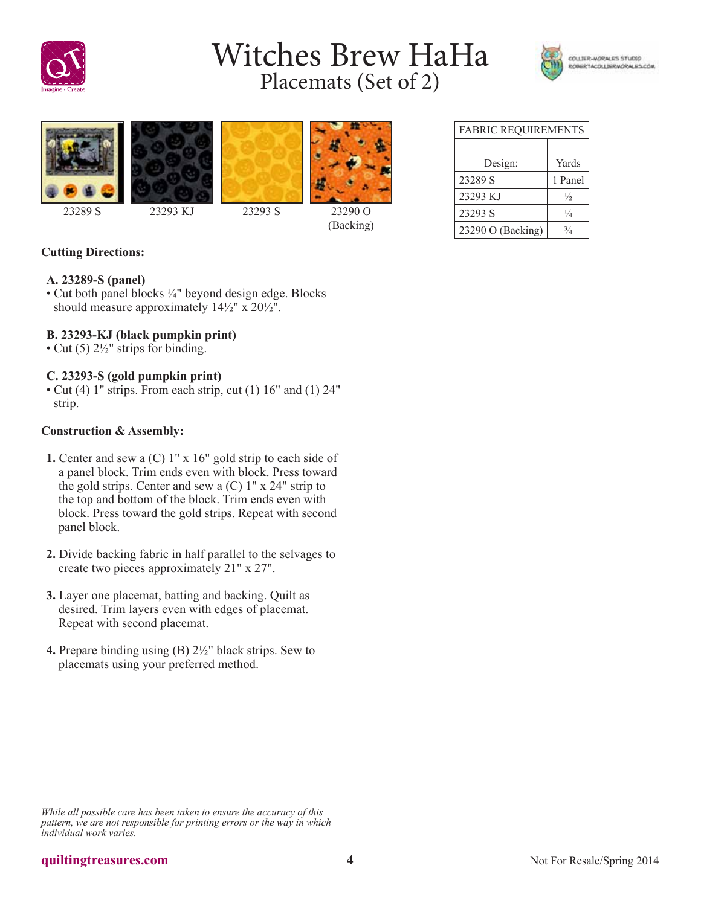# Witches Brew HaHa

## Placemats (Set of 2)

23289 S

23293 KJ

23293 S

23290 O (Backing)

| FABRIC REQUIREMENTS | |
|---|---|
| | |
| Design: | Yards |
| 23289 S | 1 Panel |
| 23293 KJ | ½ |
| 23293 S | ¼ |
| 23290 O (Backing) | ¾ |

**Cutting Directions:**

**A. 23289-S (panel)**
- Cut both panel blocks ¼" beyond design edge. Blocks should measure approximately 14½" x 20½".

**B. 23293-KJ (black pumpkin print)**
- Cut (5) 2½" strips for binding.

**C. 23293-S (gold pumpkin print)**
- Cut (4) 1" strips. From each strip, cut (1) 16" and (1) 24" strip.

**Construction & Assembly:**

1. Center and sew a (C) 1" x 16" gold strip to each side of a panel block. Trim ends even with block. Press toward the gold strips. Center and sew a (C) 1" x 24" strip to the top and bottom of the block. Trim ends even with block. Press toward the gold strips. Repeat with second panel block.

2. Divide backing fabric in half parallel to the selvages to create two pieces approximately 21" x 27".

3. Layer one placemat, batting and backing. Quilt as desired. Trim layers even with edges of placemat. Repeat with second placemat.

4. Prepare binding using (B) 2½" black strips. Sew to placemats using your preferred method.

*While all possible care has been taken to ensure the accuracy of this pattern, we are not responsible for printing errors or the way in which individual work varies.*

**quiltingtreasures.com** Not For Resale/Spring 2014